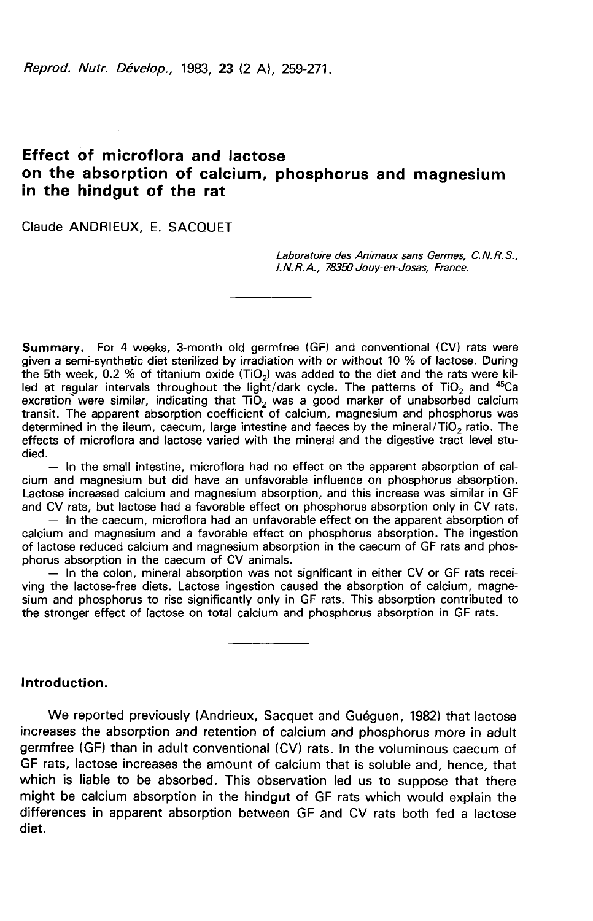# Effect of microflora and lactose on the absorption of calcium, phosphorus and magnesium in the hindgut of the rat

Claude ANDRIEUX, E. SACQUET

*Laboratoire des Animaux sans Germes, C.N.R.S., I.N.R.A., 78350 Jouy-en-Josas, France.*

---

**Summary.** For 4 weeks, 3-month old germfree (GF) and conventional (CV) rats were given a semi-synthetic diet sterilized by irradiation with or without 10 % of lactose. During the 5th week, 0.2 % of titanium oxide ($TiO_2$) was added to the diet and the rats were killed at regular intervals throughout the light/dark cycle. The patterns of $TiO_2$ and $^{45}Ca$ excretion were similar, indicating that $TiO_2$ was a good marker of unabsorbed calcium transit. The apparent absorption coefficient of calcium, magnesium and phosphorus was determined in the ileum, caecum, large intestine and faeces by the mineral/$TiO_2$ ratio. The effects of microflora and lactose varied with the mineral and the digestive tract level studied.

— In the small intestine, microflora had no effect on the apparent absorption of calcium and magnesium but did have an unfavorable influence on phosphorus absorption. Lactose increased calcium and magnesium absorption, and this increase was similar in GF and CV rats, but lactose had a favorable effect on phosphorus absorption only in CV rats.

— In the caecum, microflora had an unfavorable effect on the apparent absorption of calcium and magnesium and a favorable effect on phosphorus absorption. The ingestion of lactose reduced calcium and magnesium absorption in the caecum of GF rats and phosphorus absorption in the caecum of CV animals.

— In the colon, mineral absorption was not significant in either CV or GF rats receiving the lactose-free diets. Lactose ingestion caused the absorption of calcium, magnesium and phosphorus to rise significantly only in GF rats. This absorption contributed to the stronger effect of lactose on total calcium and phosphorus absorption in GF rats.

---

## Introduction.

We reported previously (Andrieux, Sacquet and Guéguen, 1982) that lactose increases the absorption and retention of calcium and phosphorus more in adult germfree (GF) than in adult conventional (CV) rats. In the voluminous caecum of GF rats, lactose increases the amount of calcium that is soluble and, hence, that which is liable to be absorbed. This observation led us to suppose that there might be calcium absorption in the hindgut of GF rats which would explain the differences in apparent absorption between GF and CV rats both fed a lactose diet.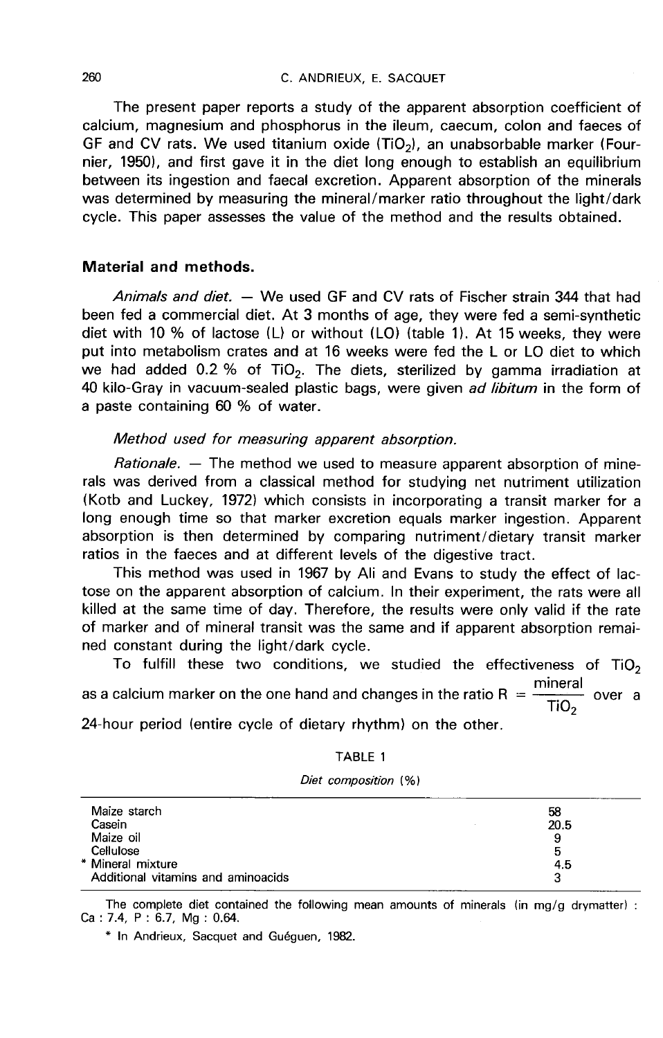The present paper reports a study of the apparent absorption coefficient of calcium, magnesium and phosphorus in the ileum, caecum, colon and faeces of GF and CV rats. We used titanium oxide ($TiO_2$), an unabsorbable marker (Fournier, 1950), and first gave it in the diet long enough to establish an equilibrium between its ingestion and faecal excretion. Apparent absorption of the minerals was determined by measuring the mineral/marker ratio throughout the light/dark cycle. This paper assesses the value of the method and the results obtained.

## Material and methods.

*Animals and diet.* — We used GF and CV rats of Fischer strain 344 that had been fed a commercial diet. At 3 months of age, they were fed a semi-synthetic diet with 10 % of lactose (L) or without (LO) (table 1). At 15 weeks, they were put into metabolism crates and at 16 weeks were fed the L or LO diet to which we had added 0.2 % of $TiO_2$. The diets, sterilized by gamma irradiation at 40 kilo-Gray in vacuum-sealed plastic bags, were given *ad libitum* in the form of a paste containing 60 % of water.

*Method used for measuring apparent absorption.*

*Rationale.* — The method we used to measure apparent absorption of minerals was derived from a classical method for studying net nutriment utilization (Kotb and Luckey, 1972) which consists in incorporating a transit marker for a long enough time so that marker excretion equals marker ingestion. Apparent absorption is then determined by comparing nutriment/dietary transit marker ratios in the faeces and at different levels of the digestive tract.

This method was used in 1967 by Ali and Evans to study the effect of lactose on the apparent absorption of calcium. In their experiment, the rats were all killed at the same time of day. Therefore, the results were only valid if the rate of marker and of mineral transit was the same and if apparent absorption remained constant during the light/dark cycle.

To fulfill these two conditions, we studied the effectiveness of $TiO_2$ as a calcium marker on the one hand and changes in the ratio $R = \frac{\text{mineral}}{TiO_2}$ over a 24-hour period (entire cycle of dietary rhythm) on the other.

TABLE 1

*Diet composition* (%)

| | |
|---|---|
| Maize starch | 58 |
| Casein | 20.5 |
| Maize oil | 9 |
| Cellulose | 5 |
| * Mineral mixture | 4.5 |
| Additional vitamins and aminoacids | 3 |

The complete diet contained the following mean amounts of minerals (in mg/g drymatter) : Ca : 7.4, P : 6.7, Mg : 0.64.

\* In Andrieux, Sacquet and Guéguen, 1982.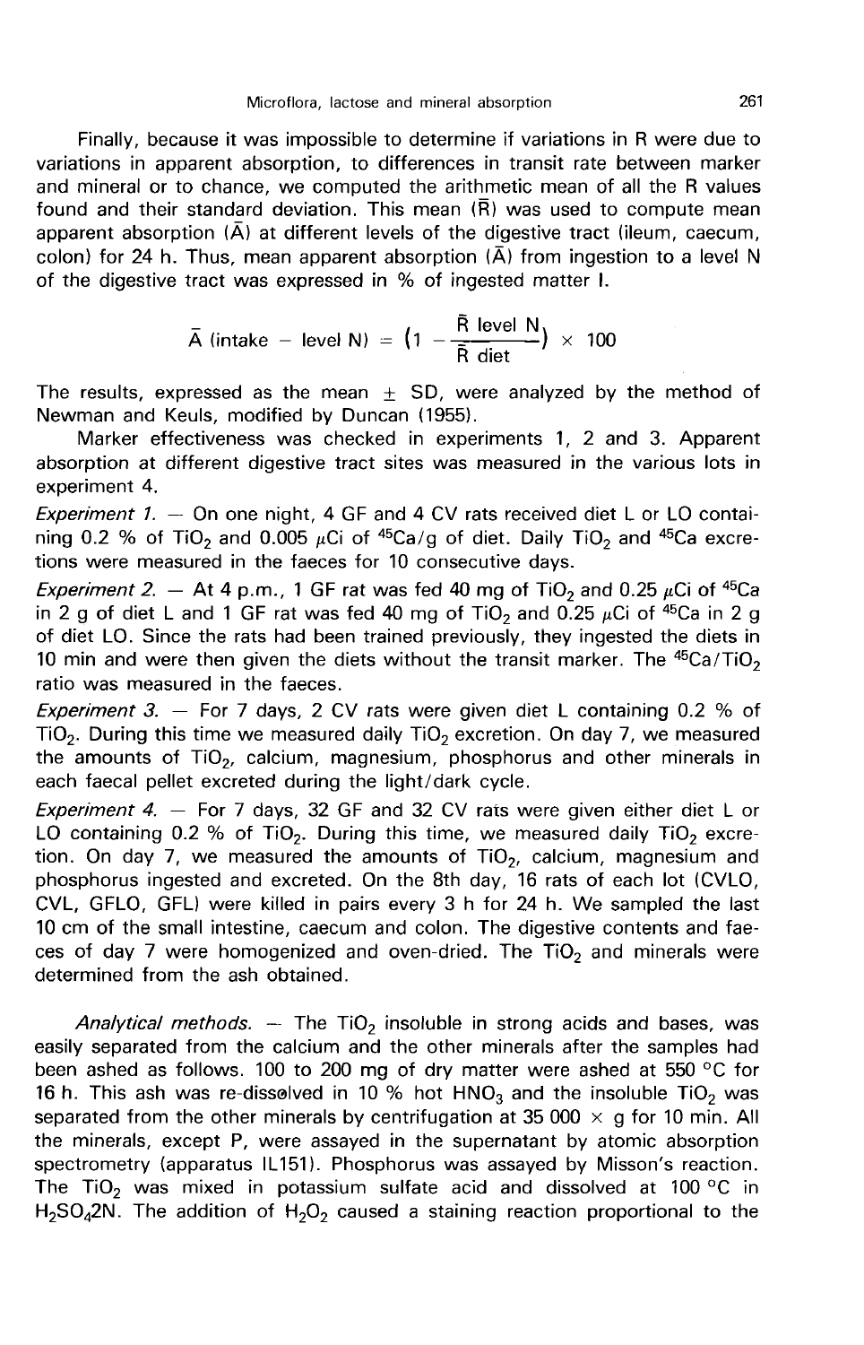Finally, because it was impossible to determine if variations in R were due to variations in apparent absorption, to differences in transit rate between marker and mineral or to chance, we computed the arithmetic mean of all the R values found and their standard deviation. This mean ($\bar{R}$) was used to compute mean apparent absorption ($\bar{A}$) at different levels of the digestive tract (ileum, caecum, colon) for 24 h. Thus, mean apparent absorption ($\bar{A}$) from ingestion to a level N of the digestive tract was expressed in % of ingested matter I.

$$\bar{A}\ (\text{intake} - \text{level N}) = \left(1 - \frac{\bar{R}\ \text{level N}}{\bar{R}\ \text{diet}}\right) \times 100$$

The results, expressed as the mean $\pm$ SD, were analyzed by the method of Newman and Keuls, modified by Duncan (1955).

Marker effectiveness was checked in experiments 1, 2 and 3. Apparent absorption at different digestive tract sites was measured in the various lots in experiment 4.

*Experiment 1.* — On one night, 4 GF and 4 CV rats received diet L or LO containing 0.2 % of $TiO_2$ and 0.005 $\mu$Ci of $^{45}Ca$/g of diet. Daily $TiO_2$ and $^{45}Ca$ excretions were measured in the faeces for 10 consecutive days.

*Experiment 2.* — At 4 p.m., 1 GF rat was fed 40 mg of $TiO_2$ and 0.25 $\mu$Ci of $^{45}Ca$ in 2 g of diet L and 1 GF rat was fed 40 mg of $TiO_2$ and 0.25 $\mu$Ci of $^{45}Ca$ in 2 g of diet LO. Since the rats had been trained previously, they ingested the diets in 10 min and were then given the diets without the transit marker. The $^{45}Ca/TiO_2$ ratio was measured in the faeces.

*Experiment 3.* — For 7 days, 2 CV rats were given diet L containing 0.2 % of $TiO_2$. During this time we measured daily $TiO_2$ excretion. On day 7, we measured the amounts of $TiO_2$, calcium, magnesium, phosphorus and other minerals in each faecal pellet excreted during the light/dark cycle.

*Experiment 4.* — For 7 days, 32 GF and 32 CV rats were given either diet L or LO containing 0.2 % of $TiO_2$. During this time, we measured daily $TiO_2$ excretion. On day 7, we measured the amounts of $TiO_2$, calcium, magnesium and phosphorus ingested and excreted. On the 8th day, 16 rats of each lot (CVLO, CVL, GFLO, GFL) were killed in pairs every 3 h for 24 h. We sampled the last 10 cm of the small intestine, caecum and colon. The digestive contents and faeces of day 7 were homogenized and oven-dried. The $TiO_2$ and minerals were determined from the ash obtained.

*Analytical methods.* — The $TiO_2$ insoluble in strong acids and bases, was easily separated from the calcium and the other minerals after the samples had been ashed as follows. 100 to 200 mg of dry matter were ashed at 550 °C for 16 h. This ash was re-dissolved in 10 % hot $HNO_3$ and the insoluble $TiO_2$ was separated from the other minerals by centrifugation at 35 000 $\times$ g for 10 min. All the minerals, except P, were assayed in the supernatant by atomic absorption spectrometry (apparatus IL151). Phosphorus was assayed by Misson's reaction. The $TiO_2$ was mixed in potassium sulfate acid and dissolved at 100 °C in $H_2SO_4$2N. The addition of $H_2O_2$ caused a staining reaction proportional to the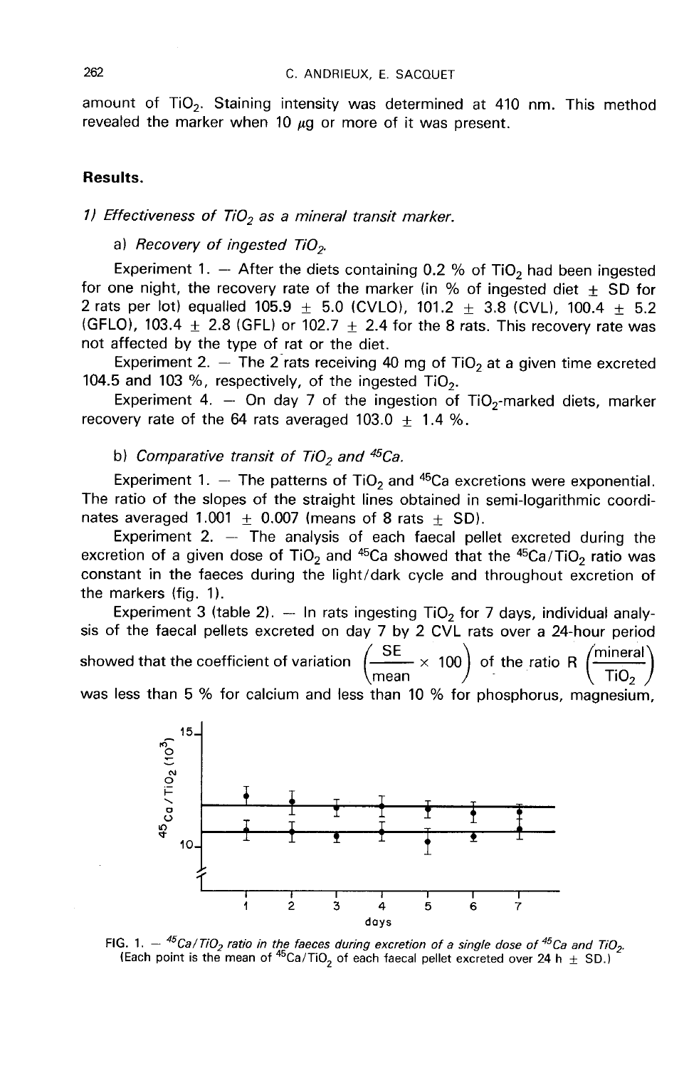amount of $TiO_2$. Staining intensity was determined at 410 nm. This method revealed the marker when 10 $\mu$g or more of it was present.

## Results.

### 1) *Effectiveness of $TiO_2$ as a mineral transit marker.*

a) *Recovery of ingested $TiO_2$.*

Experiment 1. — After the diets containing 0.2 % of $TiO_2$ had been ingested for one night, the recovery rate of the marker (in % of ingested diet $\pm$ SD for 2 rats per lot) equalled 105.9 $\pm$ 5.0 (CVLO), 101.2 $\pm$ 3.8 (CVL), 100.4 $\pm$ 5.2 (GFLO), 103.4 $\pm$ 2.8 (GFL) or 102.7 $\pm$ 2.4 for the 8 rats. This recovery rate was not affected by the type of rat or the diet.

Experiment 2. — The 2 rats receiving 40 mg of $TiO_2$ at a given time excreted 104.5 and 103 %, respectively, of the ingested $TiO_2$.

Experiment 4. — On day 7 of the ingestion of $TiO_2$-marked diets, marker recovery rate of the 64 rats averaged 103.0 $\pm$ 1.4 %.

b) *Comparative transit of $TiO_2$ and $^{45}Ca$.*

Experiment 1. — The patterns of $TiO_2$ and $^{45}Ca$ excretions were exponential. The ratio of the slopes of the straight lines obtained in semi-logarithmic coordinates averaged 1.001 $\pm$ 0.007 (means of 8 rats $\pm$ SD).

Experiment 2. — The analysis of each faecal pellet excreted during the excretion of a given dose of $TiO_2$ and $^{45}Ca$ showed that the $^{45}Ca/TiO_2$ ratio was constant in the faeces during the light/dark cycle and throughout excretion of the markers (fig. 1).

Experiment 3 (table 2). — In rats ingesting $TiO_2$ for 7 days, individual analysis of the faecal pellets excreted on day 7 by 2 CVL rats over a 24-hour period showed that the coefficient of variation $\left(\frac{SE}{mean} \times 100\right)$ of the ratio R $\left(\frac{mineral}{TiO_2}\right)$ was less than 5 % for calcium and less than 10 % for phosphorus, magnesium,

FIG. 1. — *$^{45}Ca/TiO_2$ ratio in the faeces during excretion of a single dose of $^{45}Ca$ and $TiO_2$.* (Each point is the mean of $^{45}Ca/TiO_2$ of each faecal pellet excreted over 24 h $\pm$ SD.)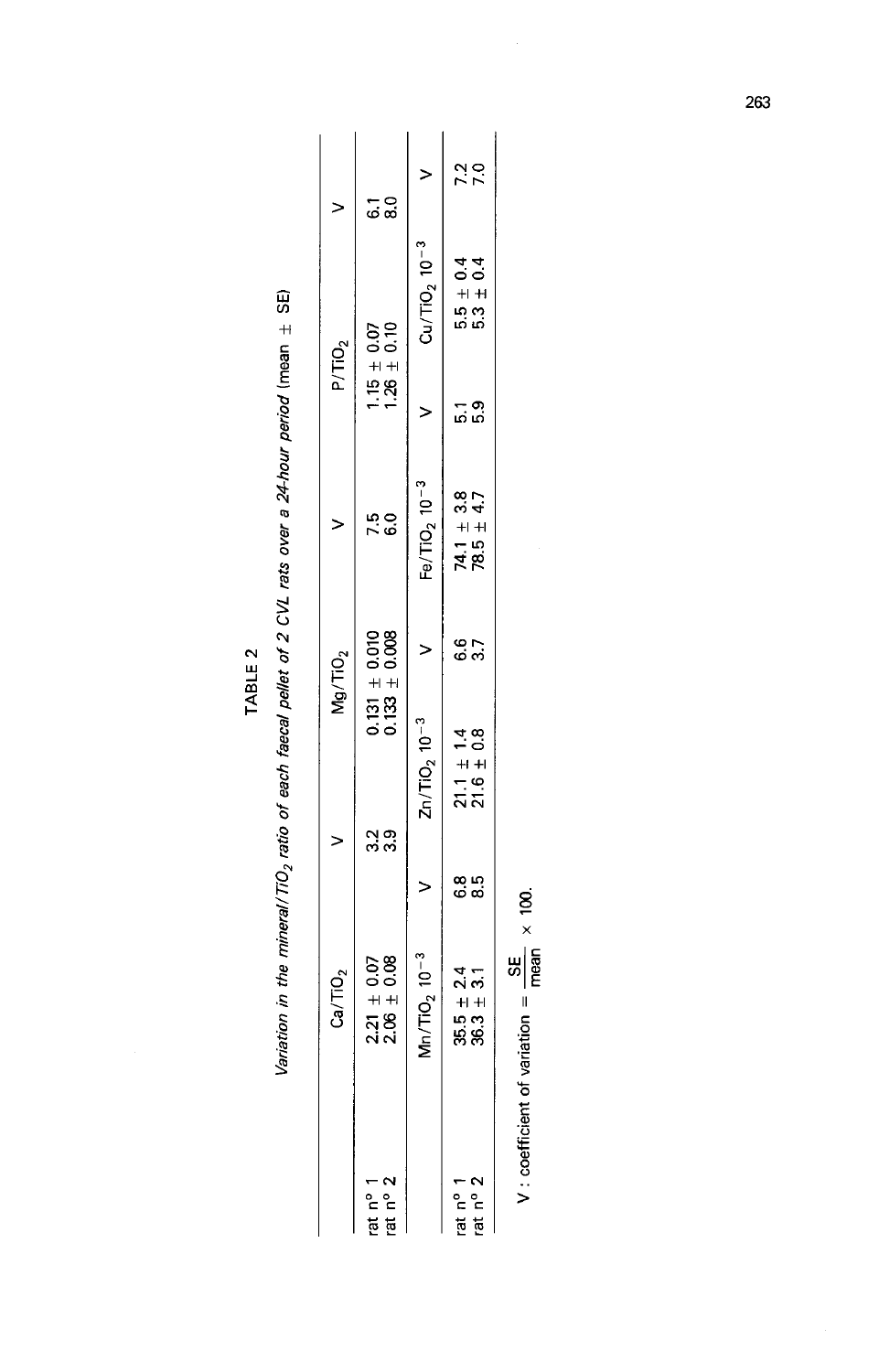TABLE 2

*Variation in the mineral/$TiO_2$ ratio of each faecal pellet of 2 CVL rats over a 24-hour period* (mean ± SE)

| | $Ca/TiO_2$ | V | $Mg/TiO_2$ | V | $P/TiO_2$ | V |
|---|---|---|---|---|---|---|
| rat n° 1 | 2.21 ± 0.07 | 3.2 | 0.131 ± 0.010 | 7.5 | 1.15 ± 0.07 | 6.1 |
| rat n° 2 | 2.06 ± 0.08 | 3.9 | 0.133 ± 0.008 | 6.0 | 1.26 ± 0.10 | 8.0 |

| | $Mn/TiO_2$ $10^{-3}$ | V | $Zn/TiO_2$ $10^{-3}$ | V | $Fe/TiO_2$ $10^{-3}$ | V | $Cu/TiO_2$ $10^{-3}$ | V |
|---|---|---|---|---|---|---|---|---|
| rat n° 1 | 35.5 ± 2.4 | 6.8 | 21.1 ± 1.4 | 6.6 | 74.1 ± 3.8 | 5.1 | 5.5 ± 0.4 | 7.2 |
| rat n° 2 | 36.3 ± 3.1 | 8.5 | 21.6 ± 0.8 | 3.7 | 78.5 ± 4.7 | 5.9 | 5.3 ± 0.4 | 7.0 |

V : coefficient of variation = $\frac{SE}{mean} \times 100$.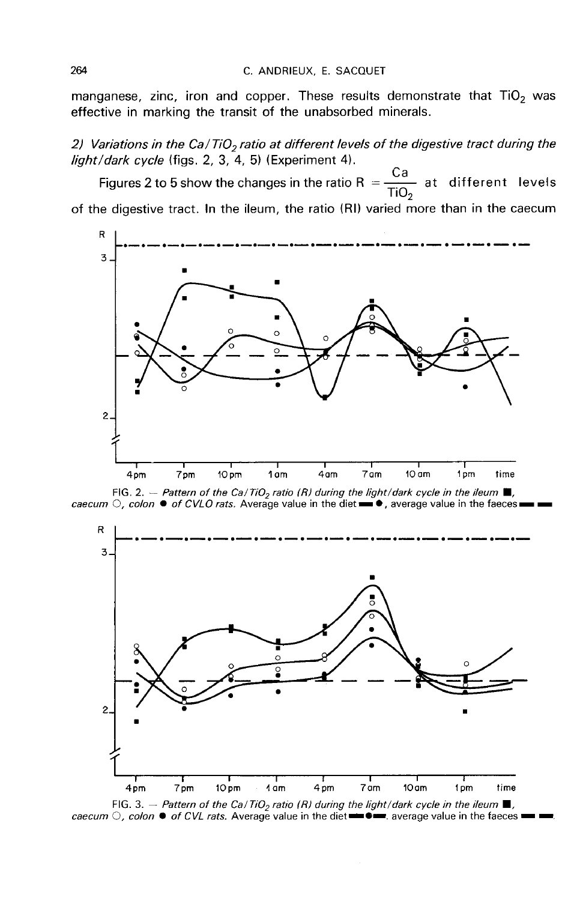manganese, zinc, iron and copper. These results demonstrate that $TiO_2$ was effective in marking the transit of the unabsorbed minerals.

*2) Variations in the Ca/TiO₂ ratio at different levels of the digestive tract during the light/dark cycle* (figs. 2, 3, 4, 5) (Experiment 4).

Figures 2 to 5 show the changes in the ratio $R = \frac{Ca}{TiO_2}$ at different levels of the digestive tract. In the ileum, the ratio (RI) varied more than in the caecum

FIG. 2. — *Pattern of the Ca/TiO₂ ratio (R) during the light/dark cycle in the ileum* ■, *caecum* ○, *colon* ● *of CVLO rats.* Average value in the diet ▬ ● ▬, average value in the faeces ▬ ▬

FIG. 3. — *Pattern of the Ca/TiO₂ ratio (R) during the light/dark cycle in the ileum* ■, *caecum* ○, *colon* ● *of CVL rats.* Average value in the diet ▬ ● ▬. average value in the faeces ▬ ▬.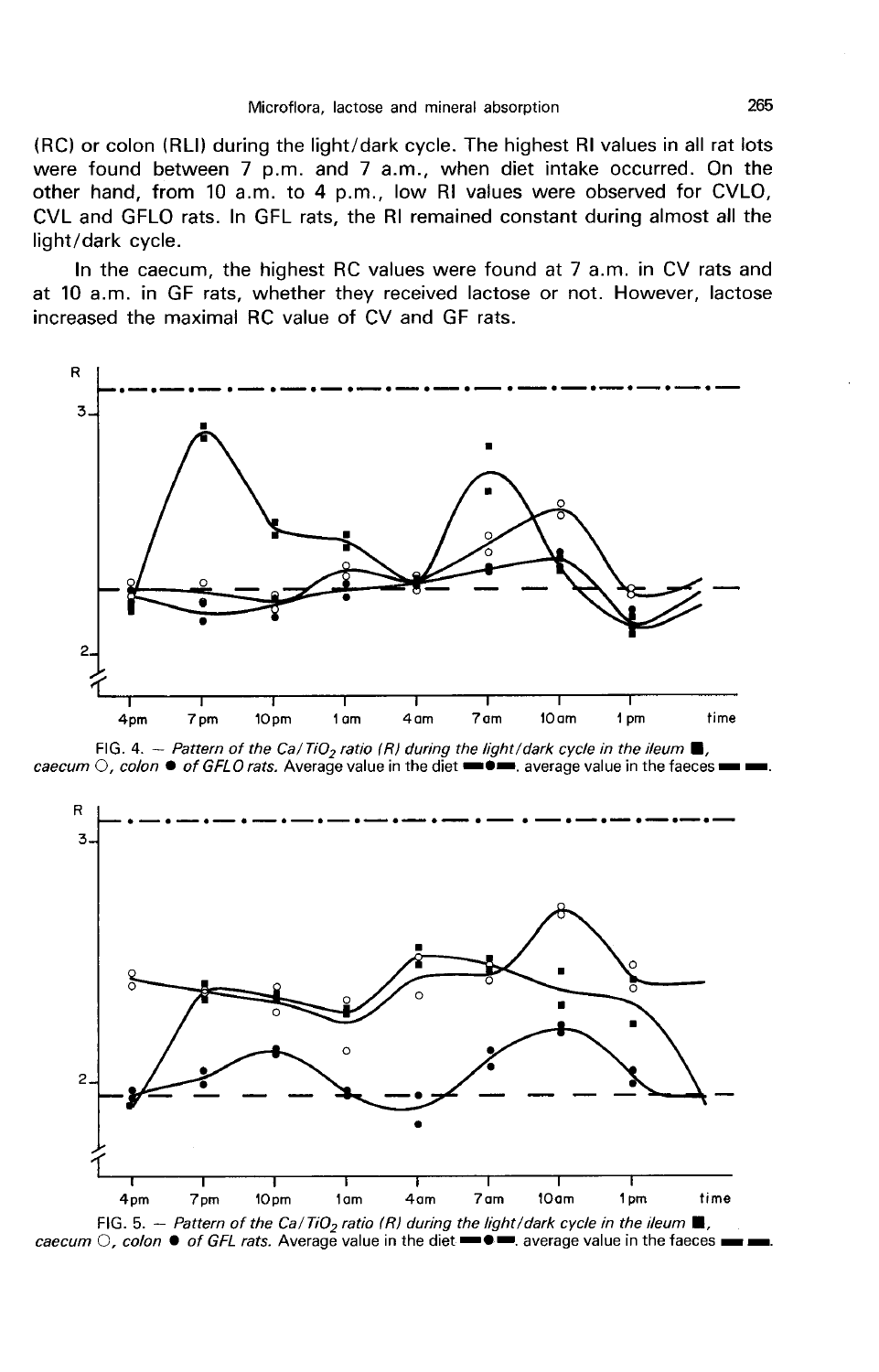(RC) or colon (RLI) during the light/dark cycle. The highest RI values in all rat lots were found between 7 p.m. and 7 a.m., when diet intake occurred. On the other hand, from 10 a.m. to 4 p.m., low RI values were observed for CVLO, CVL and GFLO rats. In GFL rats, the RI remained constant during almost all the light/dark cycle.

In the caecum, the highest RC values were found at 7 a.m. in CV rats and at 10 a.m. in GF rats, whether they received lactose or not. However, lactose increased the maximal RC value of CV and GF rats.

FIG. 4. — *Pattern of the Ca/$TiO_2$ ratio (R) during the light/dark cycle in the ileum ■, caecum ○, colon ● of GFLO rats.* Average value in the diet ▬●▬. average value in the faeces ▬ ▬.

FIG. 5. — *Pattern of the Ca/$TiO_2$ ratio (R) during the light/dark cycle in the ileum ■, caecum ○, colon ● of GFL rats.* Average value in the diet ▬●▬. average value in the faeces ▬ ▬.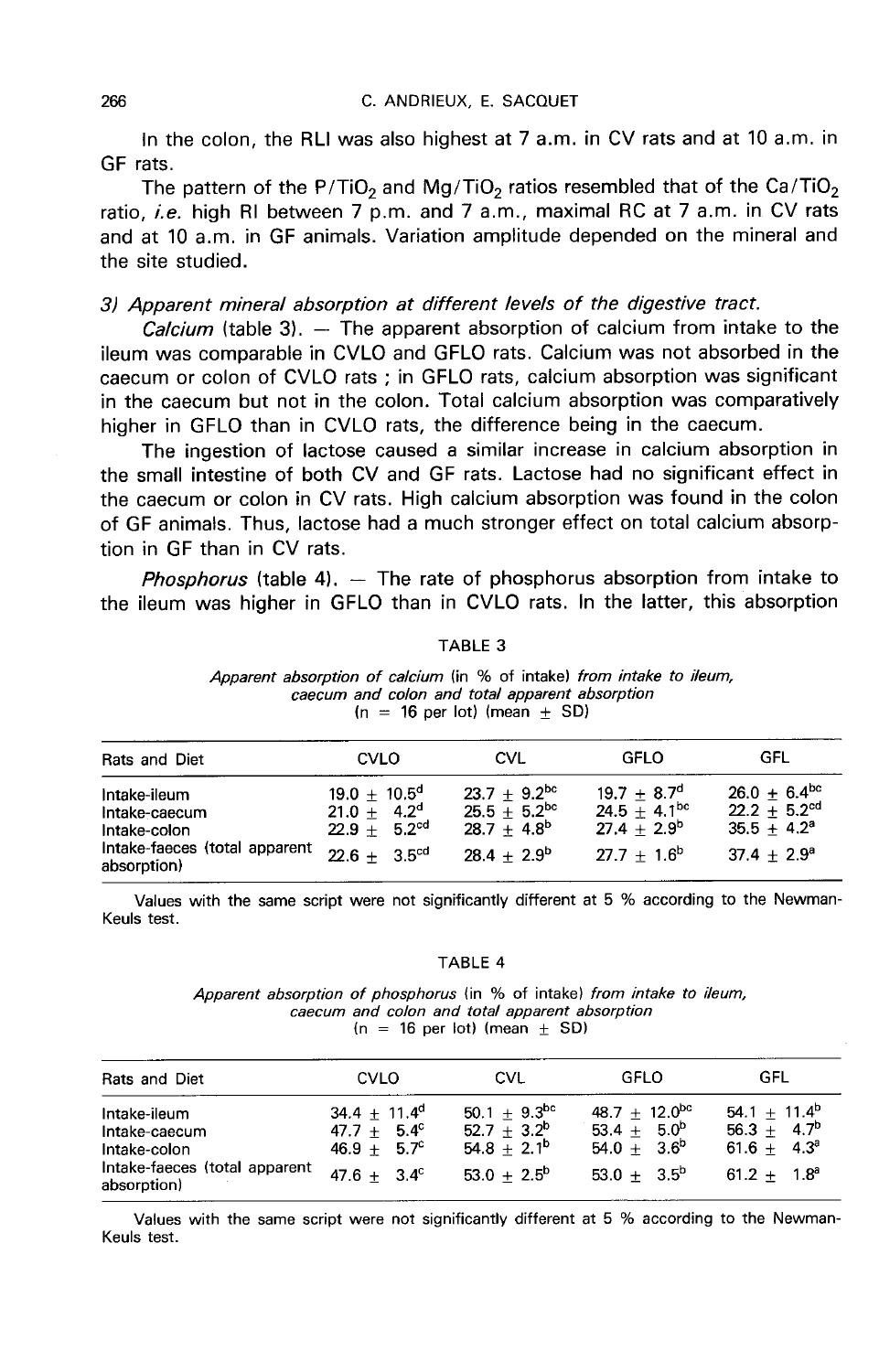In the colon, the RLI was also highest at 7 a.m. in CV rats and at 10 a.m. in GF rats.

The pattern of the $P/TiO_2$ and $Mg/TiO_2$ ratios resembled that of the $Ca/TiO_2$ ratio, *i.e.* high RI between 7 p.m. and 7 a.m., maximal RC at 7 a.m. in CV rats and at 10 a.m. in GF animals. Variation amplitude depended on the mineral and the site studied.

### *3) Apparent mineral absorption at different levels of the digestive tract.*

*Calcium* (table 3). — The apparent absorption of calcium from intake to the ileum was comparable in CVLO and GFLO rats. Calcium was not absorbed in the caecum or colon of CVLO rats ; in GFLO rats, calcium absorption was significant in the caecum but not in the colon. Total calcium absorption was comparatively higher in GFLO than in CVLO rats, the difference being in the caecum.

The ingestion of lactose caused a similar increase in calcium absorption in the small intestine of both CV and GF rats. Lactose had no significant effect in the caecum or colon in CV rats. High calcium absorption was found in the colon of GF animals. Thus, lactose had a much stronger effect on total calcium absorption in GF than in CV rats.

*Phosphorus* (table 4). — The rate of phosphorus absorption from intake to the ileum was higher in GFLO than in CVLO rats. In the latter, this absorption

TABLE 3

*Apparent absorption of calcium* (in % of intake) *from intake to ileum, caecum and colon and total apparent absorption*
(n = 16 per lot) (mean ± SD)

| Rats and Diet | CVLO | CVL | GFLO | GFL |
|---|---|---|---|---|
| Intake-ileum | 19.0 ± 10.5[d] | 23.7 ± 9.2[bc] | 19.7 ± 8.7[d] | 26.0 ± 6.4[bc] |
| Intake-caecum | 21.0 ± 4.2[d] | 25.5 ± 5.2[bc] | 24.5 ± 4.1[bc] | 22.2 ± 5.2[cd] |
| Intake-colon | 22.9 ± 5.2[cd] | 28.7 ± 4.8[b] | 27.4 ± 2.9[b] | 35.5 ± 4.2[a] |
| Intake-faeces (total apparent absorption) | 22.6 ± 3.5[cd] | 28.4 ± 2.9[b] | 27.7 ± 1.6[b] | 37.4 ± 2.9[a] |

Values with the same script were not significantly different at 5 % according to the Newman-Keuls test.

TABLE 4

*Apparent absorption of phosphorus* (in % of intake) *from intake to ileum, caecum and colon and total apparent absorption*
(n = 16 per lot) (mean ± SD)

| Rats and Diet | CVLO | CVL | GFLO | GFL |
|---|---|---|---|---|
| Intake-ileum | 34.4 ± 11.4[d] | 50.1 ± 9.3[bc] | 48.7 ± 12.0[bc] | 54.1 ± 11.4[b] |
| Intake-caecum | 47.7 ± 5.4[c] | 52.7 ± 3.2[b] | 53.4 ± 5.0[b] | 56.3 ± 4.7[b] |
| Intake-colon | 46.9 ± 5.7[c] | 54.8 ± 2.1[b] | 54.0 ± 3.6[b] | 61.6 ± 4.3[a] |
| Intake-faeces (total apparent absorption) | 47.6 ± 3.4[c] | 53.0 ± 2.5[b] | 53.0 ± 3.5[b] | 61.2 ± 1.8[a] |

Values with the same script were not significantly different at 5 % according to the Newman-Keuls test.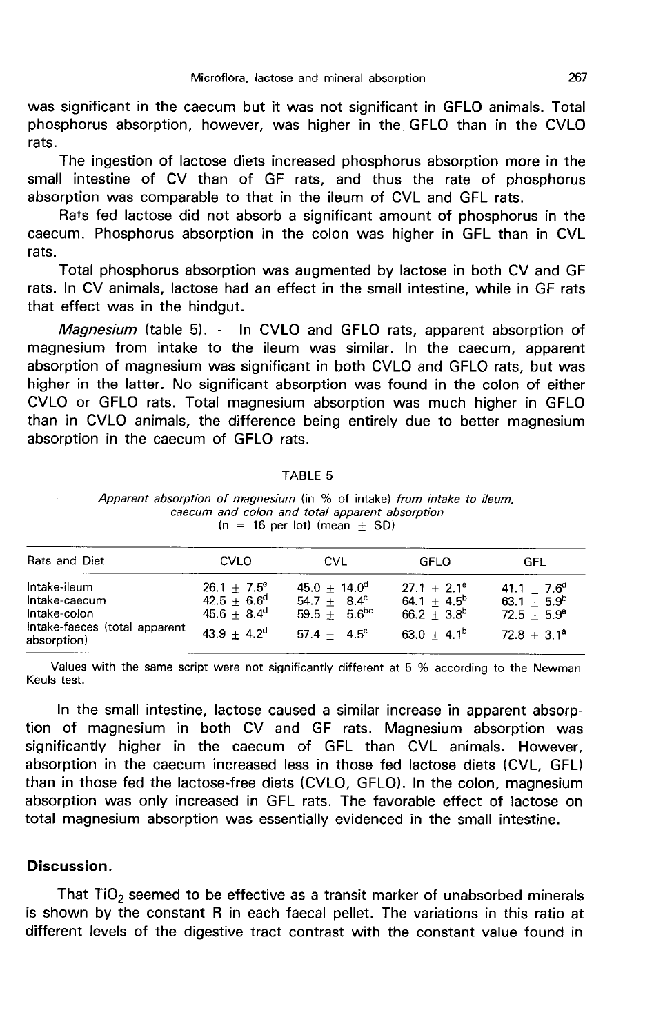was significant in the caecum but it was not significant in GFLO animals. Total phosphorus absorption, however, was higher in the GFLO than in the CVLO rats.

The ingestion of lactose diets increased phosphorus absorption more in the small intestine of CV than of GF rats, and thus the rate of phosphorus absorption was comparable to that in the ileum of CVL and GFL rats.

Rats fed lactose did not absorb a significant amount of phosphorus in the caecum. Phosphorus absorption in the colon was higher in GFL than in CVL rats.

Total phosphorus absorption was augmented by lactose in both CV and GF rats. In CV animals, lactose had an effect in the small intestine, while in GF rats that effect was in the hindgut.

*Magnesium* (table 5). — In CVLO and GFLO rats, apparent absorption of magnesium from intake to the ileum was similar. In the caecum, apparent absorption of magnesium was significant in both CVLO and GFLO rats, but was higher in the latter. No significant absorption was found in the colon of either CVLO or GFLO rats. Total magnesium absorption was much higher in GFLO than in CVLO animals, the difference being entirely due to better magnesium absorption in the caecum of GFLO rats.

TABLE 5

*Apparent absorption of magnesium* (in % of intake) *from intake to ileum, caecum and colon and total apparent absorption*
(n = 16 per lot) (mean ± SD)

| Rats and Diet | CVLO | CVL | GFLO | GFL |
|---|---|---|---|---|
| Intake-ileum | 26.1 ± 7.5[e] | 45.0 ± 14.0[d] | 27.1 ± 2.1[e] | 41.1 ± 7.6[d] |
| Intake-caecum | 42.5 ± 6.6[d] | 54.7 ± 8.4[c] | 64.1 ± 4.5[b] | 63.1 ± 5.9[b] |
| Intake-colon | 45.6 ± 8.4[d] | 59.5 ± 5.6[bc] | 66.2 ± 3.8[b] | 72.5 ± 5.9[a] |
| Intake-faeces (total apparent absorption) | 43.9 ± 4.2[d] | 57.4 ± 4.5[c] | 63.0 ± 4.1[b] | 72.8 ± 3.1[a] |

Values with the same script were not significantly different at 5 % according to the Newman-Keuls test.

In the small intestine, lactose caused a similar increase in apparent absorption of magnesium in both CV and GF rats. Magnesium absorption was significantly higher in the caecum of GFL than CVL animals. However, absorption in the caecum increased less in those fed lactose diets (CVL, GFL) than in those fed the lactose-free diets (CVLO, GFLO). In the colon, magnesium absorption was only increased in GFL rats. The favorable effect of lactose on total magnesium absorption was essentially evidenced in the small intestine.

## Discussion.

That $TiO_2$ seemed to be effective as a transit marker of unabsorbed minerals is shown by the constant R in each faecal pellet. The variations in this ratio at different levels of the digestive tract contrast with the constant value found in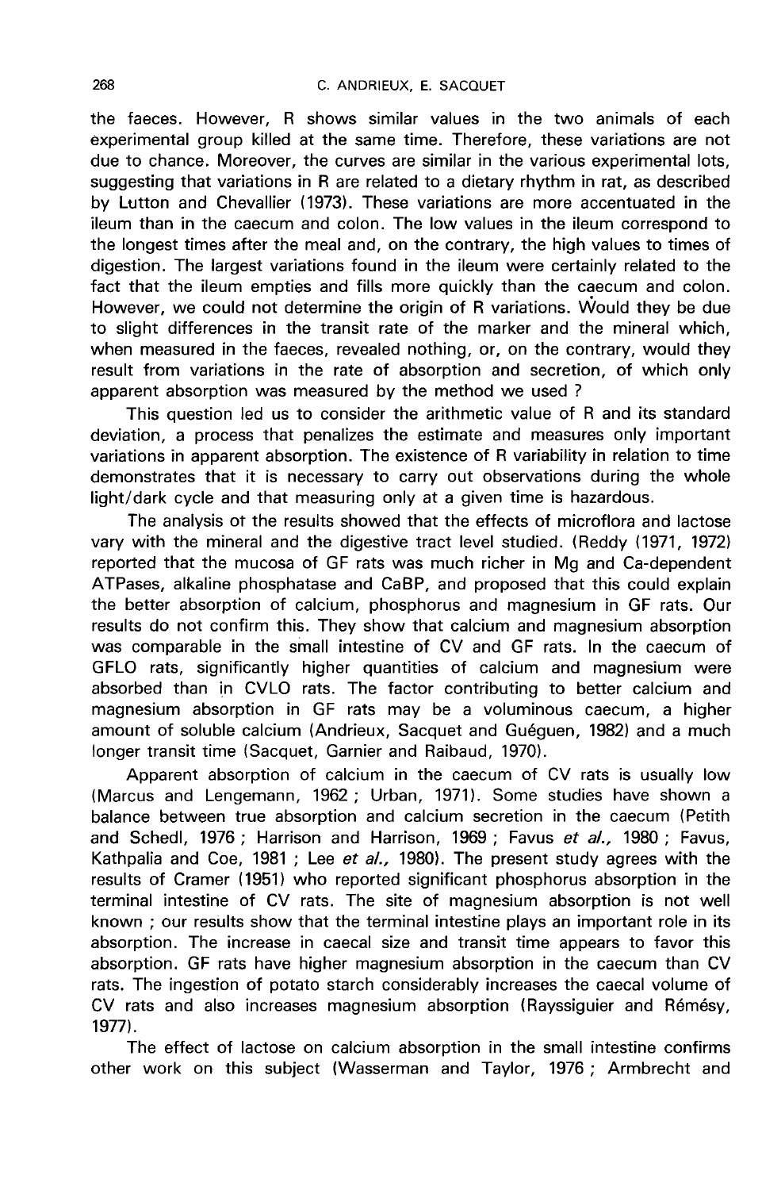the faeces. However, R shows similar values in the two animals of each experimental group killed at the same time. Therefore, these variations are not due to chance. Moreover, the curves are similar in the various experimental lots, suggesting that variations in R are related to a dietary rhythm in rat, as described by Lutton and Chevallier (1973). These variations are more accentuated in the ileum than in the caecum and colon. The low values in the ileum correspond to the longest times after the meal and, on the contrary, the high values to times of digestion. The largest variations found in the ileum were certainly related to the fact that the ileum empties and fills more quickly than the caecum and colon. However, we could not determine the origin of R variations. Would they be due to slight differences in the transit rate of the marker and the mineral which, when measured in the faeces, revealed nothing, or, on the contrary, would they result from variations in the rate of absorption and secretion, of which only apparent absorption was measured by the method we used ?

This question led us to consider the arithmetic value of R and its standard deviation, a process that penalizes the estimate and measures only important variations in apparent absorption. The existence of R variability in relation to time demonstrates that it is necessary to carry out observations during the whole light/dark cycle and that measuring only at a given time is hazardous.

The analysis of the results showed that the effects of microflora and lactose vary with the mineral and the digestive tract level studied. (Reddy (1971, 1972) reported that the mucosa of GF rats was much richer in Mg and Ca-dependent ATPases, alkaline phosphatase and CaBP, and proposed that this could explain the better absorption of calcium, phosphorus and magnesium in GF rats. Our results do not confirm this. They show that calcium and magnesium absorption was comparable in the small intestine of CV and GF rats. In the caecum of GFLO rats, significantly higher quantities of calcium and magnesium were absorbed than in CVLO rats. The factor contributing to better calcium and magnesium absorption in GF rats may be a voluminous caecum, a higher amount of soluble calcium (Andrieux, Sacquet and Guéguen, 1982) and a much longer transit time (Sacquet, Garnier and Raibaud, 1970).

Apparent absorption of calcium in the caecum of CV rats is usually low (Marcus and Lengemann, 1962 ; Urban, 1971). Some studies have shown a balance between true absorption and calcium secretion in the caecum (Petith and Schedl, 1976 ; Harrison and Harrison, 1969 ; Favus *et al.,* 1980 ; Favus, Kathpalia and Coe, 1981 ; Lee *et al.,* 1980). The present study agrees with the results of Cramer (1951) who reported significant phosphorus absorption in the terminal intestine of CV rats. The site of magnesium absorption is not well known ; our results show that the terminal intestine plays an important role in its absorption. The increase in caecal size and transit time appears to favor this absorption. GF rats have higher magnesium absorption in the caecum than CV rats. The ingestion of potato starch considerably increases the caecal volume of CV rats and also increases magnesium absorption (Rayssiguier and Rémésy, 1977).

The effect of lactose on calcium absorption in the small intestine confirms other work on this subject (Wasserman and Taylor, 1976 ; Armbrecht and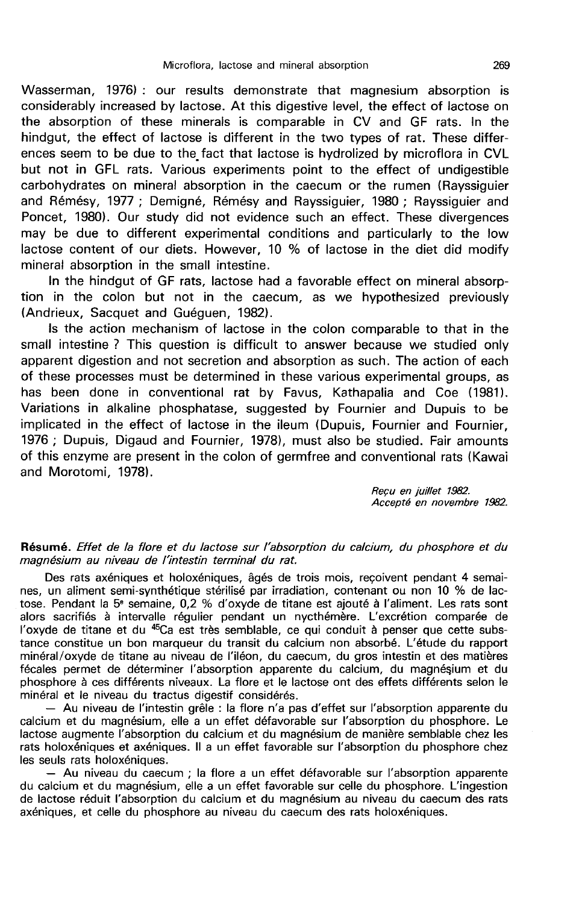Wasserman, 1976) : our results demonstrate that magnesium absorption is considerably increased by lactose. At this digestive level, the effect of lactose on the absorption of these minerals is comparable in CV and GF rats. In the hindgut, the effect of lactose is different in the two types of rat. These differences seem to be due to the fact that lactose is hydrolized by microflora in CVL but not in GFL rats. Various experiments point to the effect of undigestible carbohydrates on mineral absorption in the caecum or the rumen (Rayssiguier and Rémésy, 1977 ; Demigné, Rémésy and Rayssiguier, 1980 ; Rayssiguier and Poncet, 1980). Our study did not evidence such an effect. These divergences may be due to different experimental conditions and particularly to the low lactose content of our diets. However, 10 % of lactose in the diet did modify mineral absorption in the small intestine.

In the hindgut of GF rats, lactose had a favorable effect on mineral absorption in the colon but not in the caecum, as we hypothesized previously (Andrieux, Sacquet and Guéguen, 1982).

Is the action mechanism of lactose in the colon comparable to that in the small intestine ? This question is difficult to answer because we studied only apparent digestion and not secretion and absorption as such. The action of each of these processes must be determined in these various experimental groups, as has been done in conventional rat by Favus, Kathapalia and Coe (1981). Variations in alkaline phosphatase, suggested by Fournier and Dupuis to be implicated in the effect of lactose in the ileum (Dupuis, Fournier and Fournier, 1976 ; Dupuis, Digaud and Fournier, 1978), must also be studied. Fair amounts of this enzyme are present in the colon of germfree and conventional rats (Kawai and Morotomi, 1978).

*Reçu en juillet 1982.*
*Accepté en novembre 1982.*

**Résumé.** *Effet de la flore et du lactose sur l'absorption du calcium, du phosphore et du magnésium au niveau de l'intestin terminal du rat.*

Des rats axéniques et holoxéniques, âgés de trois mois, reçoivent pendant 4 semaines, un aliment semi-synthétique stérilisé par irradiation, contenant ou non 10 % de lactose. Pendant la 5e semaine, 0,2 % d'oxyde de titane est ajouté à l'aliment. Les rats sont alors sacrifiés à intervalle régulier pendant un nycthémère. L'excrétion comparée de l'oxyde de titane et du $^{45}Ca$ est très semblable, ce qui conduit à penser que cette substance constitue un bon marqueur du transit du calcium non absorbé. L'étude du rapport minéral/oxyde de titane au niveau de l'iléon, du caecum, du gros intestin et des matières fécales permet de déterminer l'absorption apparente du calcium, du magnésium et du phosphore à ces différents niveaux. La flore et le lactose ont des effets différents selon le minéral et le niveau du tractus digestif considérés.

— Au niveau de l'intestin grêle : la flore n'a pas d'effet sur l'absorption apparente du calcium et du magnésium, elle a un effet défavorable sur l'absorption du phosphore. Le lactose augmente l'absorption du calcium et du magnésium de manière semblable chez les rats holoxéniques et axéniques. Il a un effet favorable sur l'absorption du phosphore chez les seuls rats holoxéniques.

— Au niveau du caecum ; la flore a un effet défavorable sur l'absorption apparente du calcium et du magnésium, elle a un effet favorable sur celle du phosphore. L'ingestion de lactose réduit l'absorption du calcium et du magnésium au niveau du caecum des rats axéniques, et celle du phosphore au niveau du caecum des rats holoxéniques.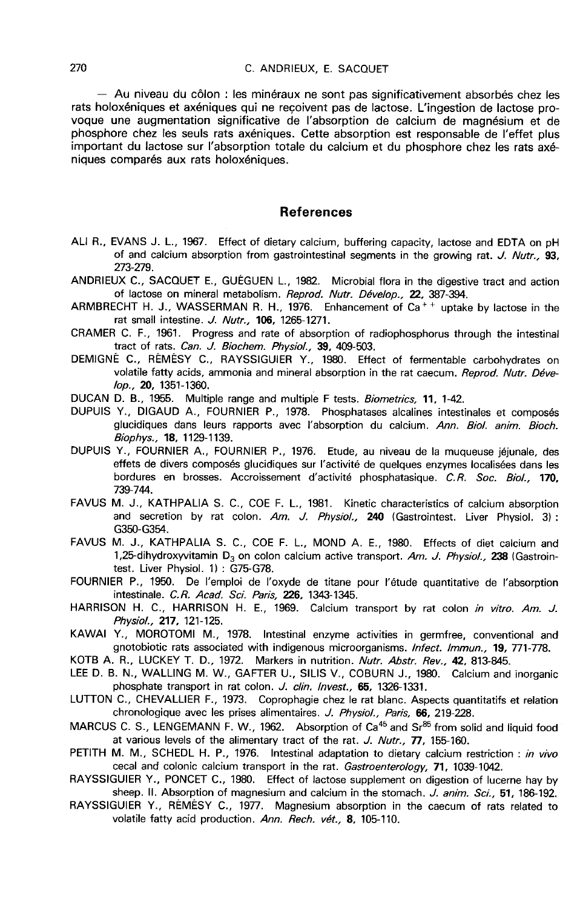— Au niveau du côlon : les minéraux ne sont pas significativement absorbés chez les rats holoxéniques et axéniques qui ne reçoivent pas de lactose. L'ingestion de lactose provoque une augmentation significative de l'absorption de calcium de magnésium et de phosphore chez les seuls rats axéniques. Cette absorption est responsable de l'effet plus important du lactose sur l'absorption totale du calcium et du phosphore chez les rats axéniques comparés aux rats holoxéniques.

## References

ALI R., EVANS J. L., 1967. Effect of dietary calcium, buffering capacity, lactose and EDTA on pH of and calcium absorption from gastrointestinal segments in the growing rat. *J. Nutr.*, **93**, 273-279.

ANDRIEUX C., SACQUET E., GUÉGUEN L., 1982. Microbial flora in the digestive tract and action of lactose on mineral metabolism. *Reprod. Nutr. Dévelop.*, **22**, 387-394.

ARMBRECHT H. J., WASSERMAN R. H., 1976. Enhancement of $Ca^{++}$ uptake by lactose in the rat small intestine. *J. Nutr.*, **106**, 1265-1271.

CRAMER C. F., 1961. Progress and rate of absorption of radiophosphorus through the intestinal tract of rats. *Can. J. Biochem. Physiol.*, **39**, 409-503.

DEMIGNÉ C., RÉMÉSY C., RAYSSIGUIER Y., 1980. Effect of fermentable carbohydrates on volatile fatty acids, ammonia and mineral absorption in the rat caecum. *Reprod. Nutr. Dévelop.*, **20**, 1351-1360.

DUCAN D. B., 1955. Multiple range and multiple F tests. *Biometrics*, **11**, 1-42.

DUPUIS Y., DIGAUD A., FOURNIER P., 1978. Phosphatases alcalines intestinales et composés glucidiques dans leurs rapports avec l'absorption du calcium. *Ann. Biol. anim. Bioch. Biophys.*, **18**, 1129-1139.

DUPUIS Y., FOURNIER A., FOURNIER P., 1976. Etude, au niveau de la muqueuse jéjunale, des effets de divers composés glucidiques sur l'activité de quelques enzymes localisées dans les bordures en brosses. Accroissement d'activité phosphatasique. *C.R. Soc. Biol.*, **170**, 739-744.

FAVUS M. J., KATHPALIA S. C., COE F. L., 1981. Kinetic characteristics of calcium absorption and secretion by rat colon. *Am. J. Physiol.*, **240** (Gastrointest. Liver Physiol. 3) : G350-G354.

FAVUS M. J., KATHPALIA S. C., COE F. L., MOND A. E., 1980. Effects of diet calcium and 1,25-dihydroxyvitamin $D_3$ on colon calcium active transport. *Am. J. Physiol.*, **238** (Gastrointest. Liver Physiol. 1) : G75-G78.

FOURNIER P., 1950. De l'emploi de l'oxyde de titane pour l'étude quantitative de l'absorption intestinale. *C.R. Acad. Sci. Paris*, **226**, 1343-1345.

HARRISON H. C., HARRISON H. E., 1969. Calcium transport by rat colon *in vitro*. *Am. J. Physiol.*, **217**, 121-125.

KAWAI Y., MOROTOMI M., 1978. Intestinal enzyme activities in germfree, conventional and gnotobiotic rats associated with indigenous microorganisms. *Infect. Immun.*, **19**, 771-778.

KOTB A. R., LUCKEY T. D., 1972. Markers in nutrition. *Nutr. Abstr. Rev.*, **42**, 813-845.

LEE D. B. N., WALLING M. W., GAFTER U., SILIS V., COBURN J., 1980. Calcium and inorganic phosphate transport in rat colon. *J. clin. Invest.*, **65**, 1326-1331.

LUTTON C., CHEVALLIER F., 1973. Coprophagie chez le rat blanc. Aspects quantitatifs et relation chronologique avec les prises alimentaires. *J. Physiol., Paris*, **66**, 219-228.

MARCUS C. S., LENGEMANN F. W., 1962. Absorption of $Ca^{45}$ and $Sr^{85}$ from solid and liquid food at various levels of the alimentary tract of the rat. *J. Nutr.*, **77**, 155-160.

PETITH M. M., SCHEDL H. P., 1976. Intestinal adaptation to dietary calcium restriction : *in vivo* cecal and colonic calcium transport in the rat. *Gastroenterology*, **71**, 1039-1042.

RAYSSIGUIER Y., PONCET C., 1980. Effect of lactose supplement on digestion of lucerne hay by sheep. II. Absorption of magnesium and calcium in the stomach. *J. anim. Sci.*, **51**, 186-192.

RAYSSIGUIER Y., RÉMÉSY C., 1977. Magnesium absorption in the caecum of rats related to volatile fatty acid production. *Ann. Rech. vét.*, **8**, 105-110.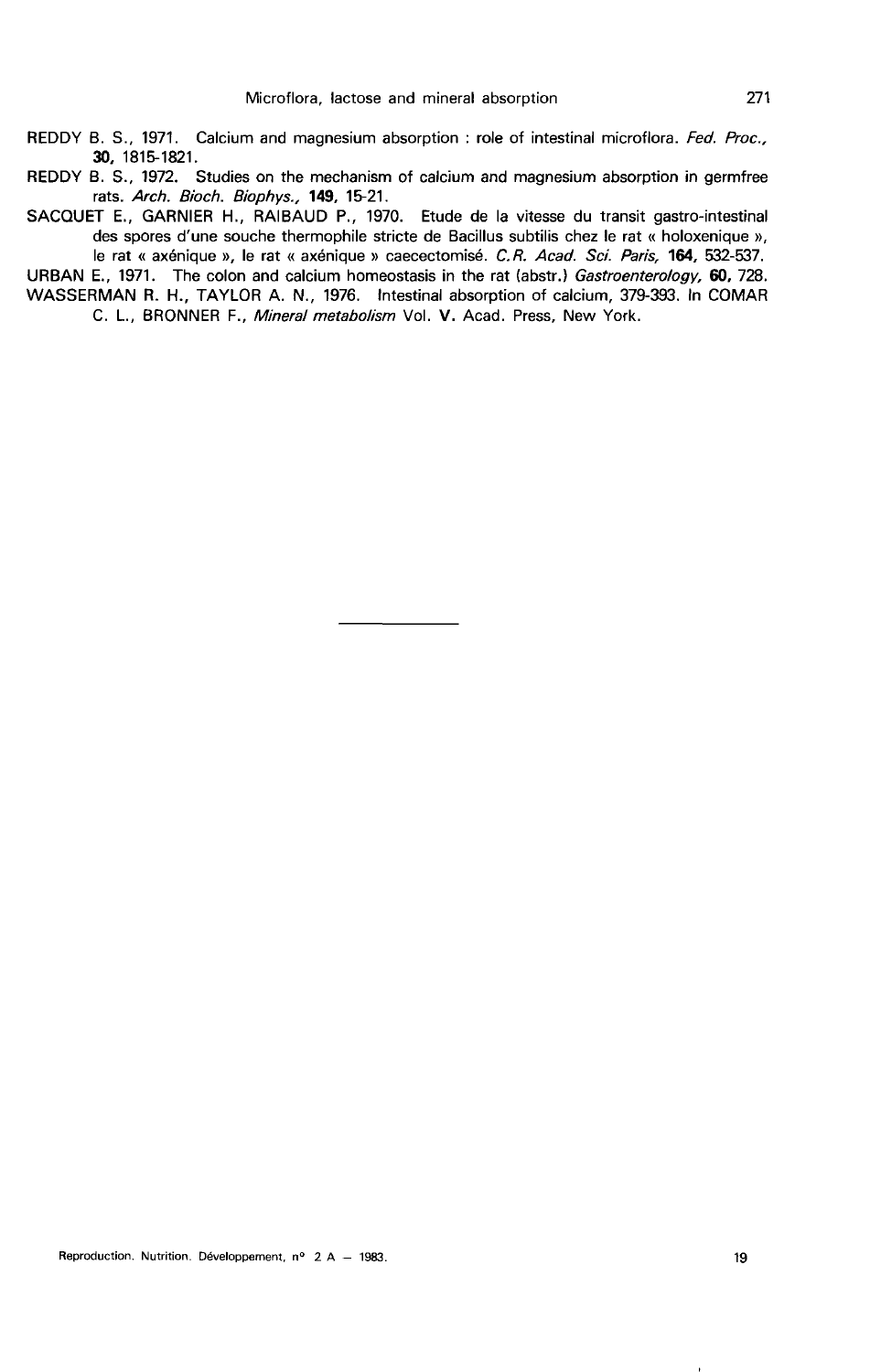REDDY B. S., 1971. Calcium and magnesium absorption : role of intestinal microflora. *Fed. Proc.*, **30**, 1815-1821.

REDDY B. S., 1972. Studies on the mechanism of calcium and magnesium absorption in germfree rats. *Arch. Bioch. Biophys.*, **149**, 15-21.

SACQUET E., GARNIER H., RAIBAUD P., 1970. Etude de la vitesse du transit gastro-intestinal des spores d'une souche thermophile stricte de Bacillus subtilis chez le rat « holoxenique », le rat « axénique », le rat « axénique » caecectomisé. *C.R. Acad. Sci. Paris*, **164**, 532-537.

URBAN E., 1971. The colon and calcium homeostasis in the rat (abstr.) *Gastroenterology*, **60**, 728.

WASSERMAN R. H., TAYLOR A. N., 1976. Intestinal absorption of calcium, 379-393. In COMAR C. L., BRONNER F., *Mineral metabolism* Vol. **V**. Acad. Press, New York.